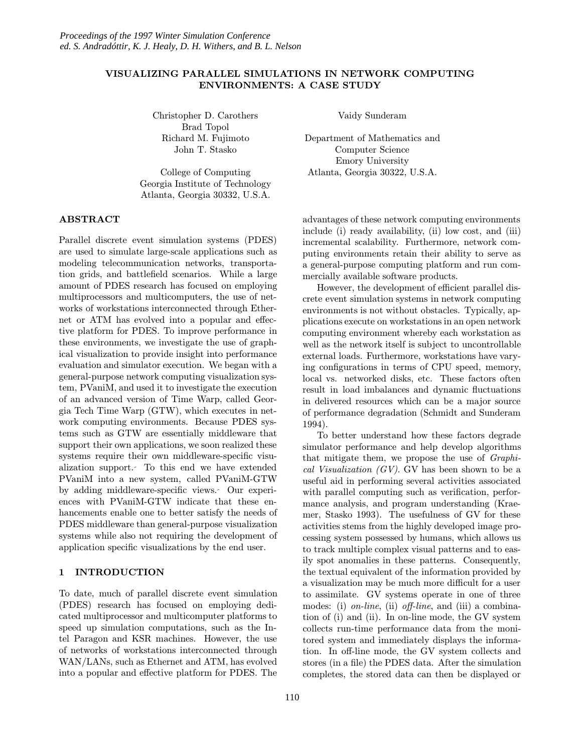# VISUALIZING PARALLEL SIMULATIONS IN NETWORK COMPUTING ENVIRONMENTS: A CASE STUDY

Christopher D. Carothers
Brad Topol
Richard M. Fujimoto
John T. Stasko

College of Computing
Georgia Institute of Technology
Atlanta, Georgia 30332, U.S.A.

Vaidy Sunderam

Department of Mathematics and
Computer Science
Emory University
Atlanta, Georgia 30322, U.S.A.

## ABSTRACT

Parallel discrete event simulation systems (PDES) are used to simulate large-scale applications such as modeling telecommunication networks, transportation grids, and battlefield scenarios. While a large amount of PDES research has focused on employing multiprocessors and multicomputers, the use of networks of workstations interconnected through Ethernet or ATM has evolved into a popular and effective platform for PDES. To improve performance in these environments, we investigate the use of graphical visualization to provide insight into performance evaluation and simulator execution. We began with a general-purpose network computing visualization system, PVaniM, and used it to investigate the execution of an advanced version of Time Warp, called Georgia Tech Time Warp (GTW), which executes in network computing environments. Because PDES systems such as GTW are essentially middleware that support their own applications, we soon realized these systems require their own middleware-specific visualization support. To this end we have extended PVaniM into a new system, called PVaniM-GTW by adding middleware-specific views. Our experiences with PVaniM-GTW indicate that these enhancements enable one to better satisfy the needs of PDES middleware than general-purpose visualization systems while also not requiring the development of application specific visualizations by the end user.

## 1 INTRODUCTION

To date, much of parallel discrete event simulation (PDES) research has focused on employing dedicated multiprocessor and multicomputer platforms to speed up simulation computations, such as the Intel Paragon and KSR machines. However, the use of networks of workstations interconnected through WAN/LANs, such as Ethernet and ATM, has evolved into a popular and effective platform for PDES. The advantages of these network computing environments include (i) ready availability, (ii) low cost, and (iii) incremental scalability. Furthermore, network computing environments retain their ability to serve as a general-purpose computing platform and run commercially available software products.

However, the development of efficient parallel discrete event simulation systems in network computing environments is not without obstacles. Typically, applications execute on workstations in an open network computing environment whereby each workstation as well as the network itself is subject to uncontrollable external loads. Furthermore, workstations have varying configurations in terms of CPU speed, memory, local vs. networked disks, etc. These factors often result in load imbalances and dynamic fluctuations in delivered resources which can be a major source of performance degradation (Schmidt and Sunderam 1994).

To better understand how these factors degrade simulator performance and help develop algorithms that mitigate them, we propose the use of *Graphical Visualization (GV)*. GV has been shown to be a useful aid in performing several activities associated with parallel computing such as verification, performance analysis, and program understanding (Kraemer, Stasko 1993). The usefulness of GV for these activities stems from the highly developed image processing system possessed by humans, which allows us to track multiple complex visual patterns and to easily spot anomalies in these patterns. Consequently, the textual equivalent of the information provided by a visualization may be much more difficult for a user to assimilate. GV systems operate in one of three modes: (i) *on-line*, (ii) *off-line*, and (iii) a combination of (i) and (ii). In on-line mode, the GV system collects run-time performance data from the monitored system and immediately displays the information. In off-line mode, the GV system collects and stores (in a file) the PDES data. After the simulation completes, the stored data can then be displayed or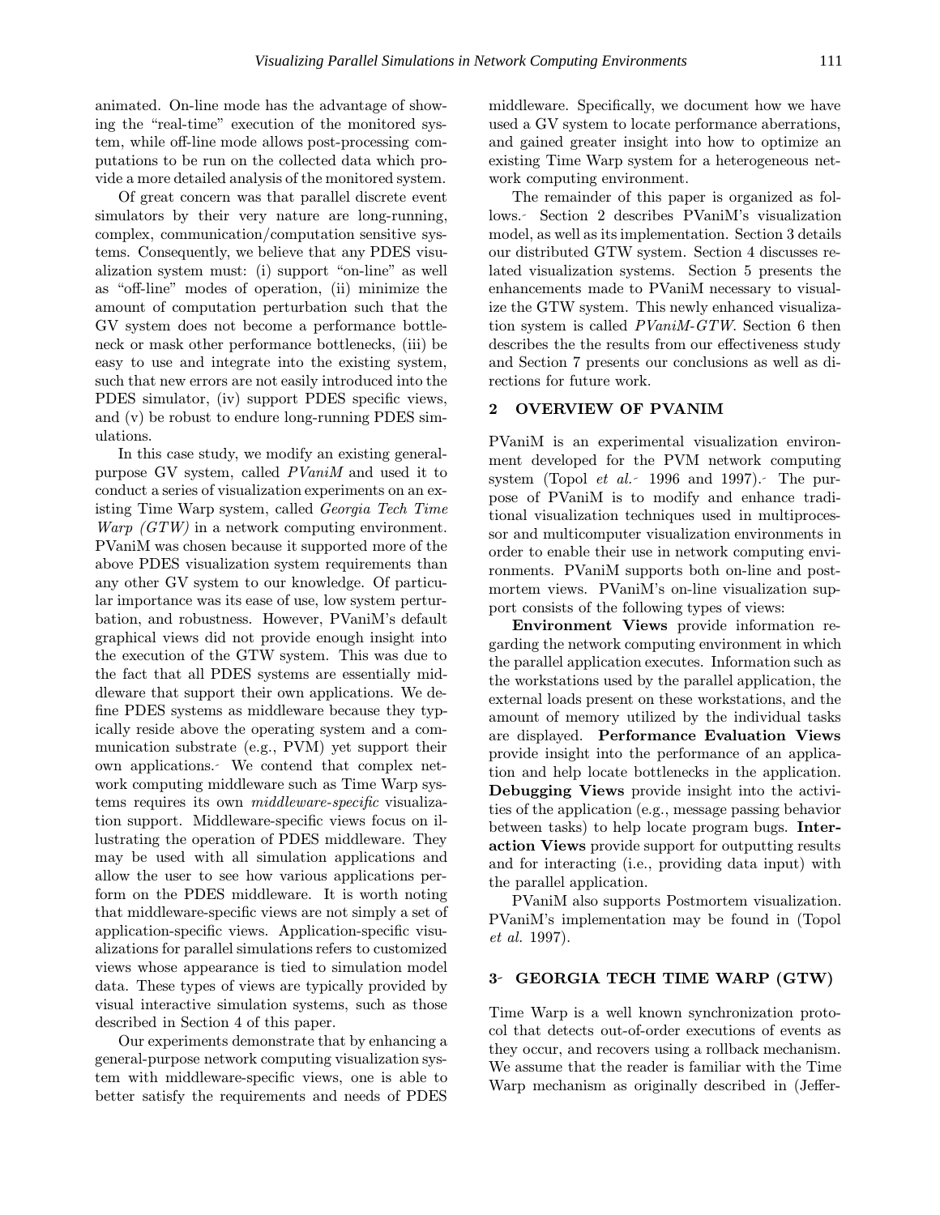animated. On-line mode has the advantage of showing the "real-time" execution of the monitored system, while off-line mode allows post-processing computations to be run on the collected data which provide a more detailed analysis of the monitored system.

Of great concern was that parallel discrete event simulators by their very nature are long-running, complex, communication/computation sensitive systems. Consequently, we believe that any PDES visualization system must: (i) support "on-line" as well as "off-line" modes of operation, (ii) minimize the amount of computation perturbation such that the GV system does not become a performance bottleneck or mask other performance bottlenecks, (iii) be easy to use and integrate into the existing system, such that new errors are not easily introduced into the PDES simulator, (iv) support PDES specific views, and (v) be robust to endure long-running PDES simulations.

In this case study, we modify an existing general-purpose GV system, called *PVaniM* and used it to conduct a series of visualization experiments on an existing Time Warp system, called *Georgia Tech Time Warp (GTW)* in a network computing environment. PVaniM was chosen because it supported more of the above PDES visualization system requirements than any other GV system to our knowledge. Of particular importance was its ease of use, low system perturbation, and robustness. However, PVaniM's default graphical views did not provide enough insight into the execution of the GTW system. This was due to the fact that all PDES systems are essentially middleware that support their own applications. We define PDES systems as middleware because they typically reside above the operating system and a communication substrate (e.g., PVM) yet support their own applications. We contend that complex network computing middleware such as Time Warp systems requires its own *middleware-specific* visualization support. Middleware-specific views focus on illustrating the operation of PDES middleware. They may be used with all simulation applications and allow the user to see how various applications perform on the PDES middleware. It is worth noting that middleware-specific views are not simply a set of application-specific views. Application-specific visualizations for parallel simulations refers to customized views whose appearance is tied to simulation model data. These types of views are typically provided by visual interactive simulation systems, such as those described in Section 4 of this paper.

Our experiments demonstrate that by enhancing a general-purpose network computing visualization system with middleware-specific views, one is able to better satisfy the requirements and needs of PDES middleware. Specifically, we document how we have used a GV system to locate performance aberrations, and gained greater insight into how to optimize an existing Time Warp system for a heterogeneous network computing environment.

The remainder of this paper is organized as follows. Section 2 describes PVaniM's visualization model, as well as its implementation. Section 3 details our distributed GTW system. Section 4 discusses related visualization systems. Section 5 presents the enhancements made to PVaniM necessary to visualize the GTW system. This newly enhanced visualization system is called *PVaniM-GTW*. Section 6 then describes the the results from our effectiveness study and Section 7 presents our conclusions as well as directions for future work.

## 2 OVERVIEW OF PVANIM

PVaniM is an experimental visualization environment developed for the PVM network computing system (Topol *et al.* 1996 and 1997). The purpose of PVaniM is to modify and enhance traditional visualization techniques used in multiprocessor and multicomputer visualization environments in order to enable their use in network computing environments. PVaniM supports both on-line and postmortem views. PVaniM's on-line visualization support consists of the following types of views:

**Environment Views** provide information regarding the network computing environment in which the parallel application executes. Information such as the workstations used by the parallel application, the external loads present on these workstations, and the amount of memory utilized by the individual tasks are displayed. **Performance Evaluation Views** provide insight into the performance of an application and help locate bottlenecks in the application. **Debugging Views** provide insight into the activities of the application (e.g., message passing behavior between tasks) to help locate program bugs. **Interaction Views** provide support for outputting results and for interacting (i.e., providing data input) with the parallel application.

PVaniM also supports Postmortem visualization. PVaniM's implementation may be found in (Topol *et al.* 1997).

## 3 GEORGIA TECH TIME WARP (GTW)

Time Warp is a well known synchronization protocol that detects out-of-order executions of events as they occur, and recovers using a rollback mechanism. We assume that the reader is familiar with the Time Warp mechanism as originally described in (Jeffer-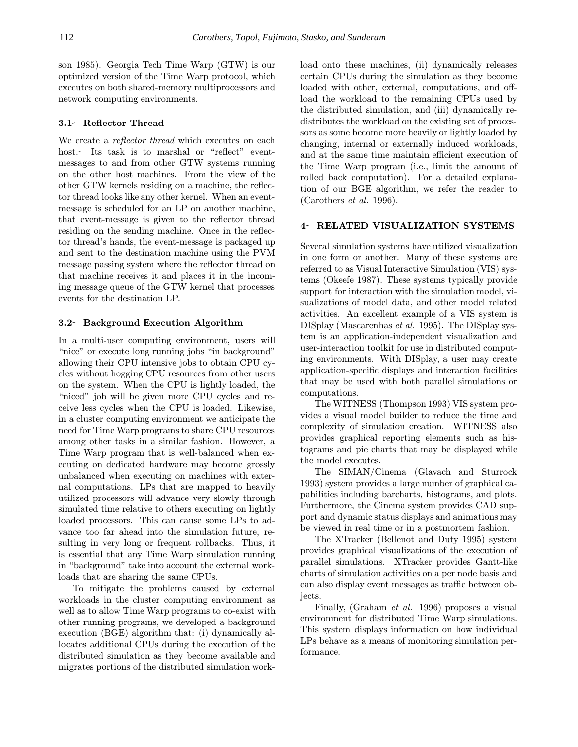son 1985). Georgia Tech Time Warp (GTW) is our optimized version of the Time Warp protocol, which executes on both shared-memory multiprocessors and network computing environments.

### 3.1 Reflector Thread

We create a *reflector thread* which executes on each host. Its task is to marshal or "reflect" event-messages to and from other GTW systems running on the other host machines. From the view of the other GTW kernels residing on a machine, the reflector thread looks like any other kernel. When an event-message is scheduled for an LP on another machine, that event-message is given to the reflector thread residing on the sending machine. Once in the reflector thread's hands, the event-message is packaged up and sent to the destination machine using the PVM message passing system where the reflector thread on that machine receives it and places it in the incoming message queue of the GTW kernel that processes events for the destination LP.

### 3.2 Background Execution Algorithm

In a multi-user computing environment, users will "nice" or execute long running jobs "in background" allowing their CPU intensive jobs to obtain CPU cycles without hogging CPU resources from other users on the system. When the CPU is lightly loaded, the "niced" job will be given more CPU cycles and receive less cycles when the CPU is loaded. Likewise, in a cluster computing environment we anticipate the need for Time Warp programs to share CPU resources among other tasks in a similar fashion. However, a Time Warp program that is well-balanced when executing on dedicated hardware may become grossly unbalanced when executing on machines with external computations. LPs that are mapped to heavily utilized processors will advance very slowly through simulated time relative to others executing on lightly loaded processors. This can cause some LPs to advance too far ahead into the simulation future, resulting in very long or frequent rollbacks. Thus, it is essential that any Time Warp simulation running in "background" take into account the external workloads that are sharing the same CPUs.

To mitigate the problems caused by external workloads in the cluster computing environment as well as to allow Time Warp programs to co-exist with other running programs, we developed a background execution (BGE) algorithm that: (i) dynamically allocates additional CPUs during the execution of the distributed simulation as they become available and migrates portions of the distributed simulation workload onto these machines, (ii) dynamically releases certain CPUs during the simulation as they become loaded with other, external, computations, and offload the workload to the remaining CPUs used by the distributed simulation, and (iii) dynamically redistributes the workload on the existing set of processors as some become more heavily or lightly loaded by changing, internal or externally induced workloads, and at the same time maintain efficient execution of the Time Warp program (i.e., limit the amount of rolled back computation). For a detailed explanation of our BGE algorithm, we refer the reader to (Carothers *et al.* 1996).

## 4 RELATED VISUALIZATION SYSTEMS

Several simulation systems have utilized visualization in one form or another. Many of these systems are referred to as Visual Interactive Simulation (VIS) systems (Okeefe 1987). These systems typically provide support for interaction with the simulation model, visualizations of model data, and other model related activities. An excellent example of a VIS system is DISplay (Mascarenhas *et al.* 1995). The DISplay system is an application-independent visualization and user-interaction toolkit for use in distributed computing environments. With DISplay, a user may create application-specific displays and interaction facilities that may be used with both parallel simulations or computations.

The WITNESS (Thompson 1993) VIS system provides a visual model builder to reduce the time and complexity of simulation creation. WITNESS also provides graphical reporting elements such as histograms and pie charts that may be displayed while the model executes.

The SIMAN/Cinema (Glavach and Sturrock 1993) system provides a large number of graphical capabilities including barcharts, histograms, and plots. Furthermore, the Cinema system provides CAD support and dynamic status displays and animations may be viewed in real time or in a postmortem fashion.

The XTracker (Bellenot and Duty 1995) system provides graphical visualizations of the execution of parallel simulations. XTracker provides Gantt-like charts of simulation activities on a per node basis and can also display event messages as traffic between objects.

Finally, (Graham *et al.* 1996) proposes a visual environment for distributed Time Warp simulations. This system displays information on how individual LPs behave as a means of monitoring simulation performance.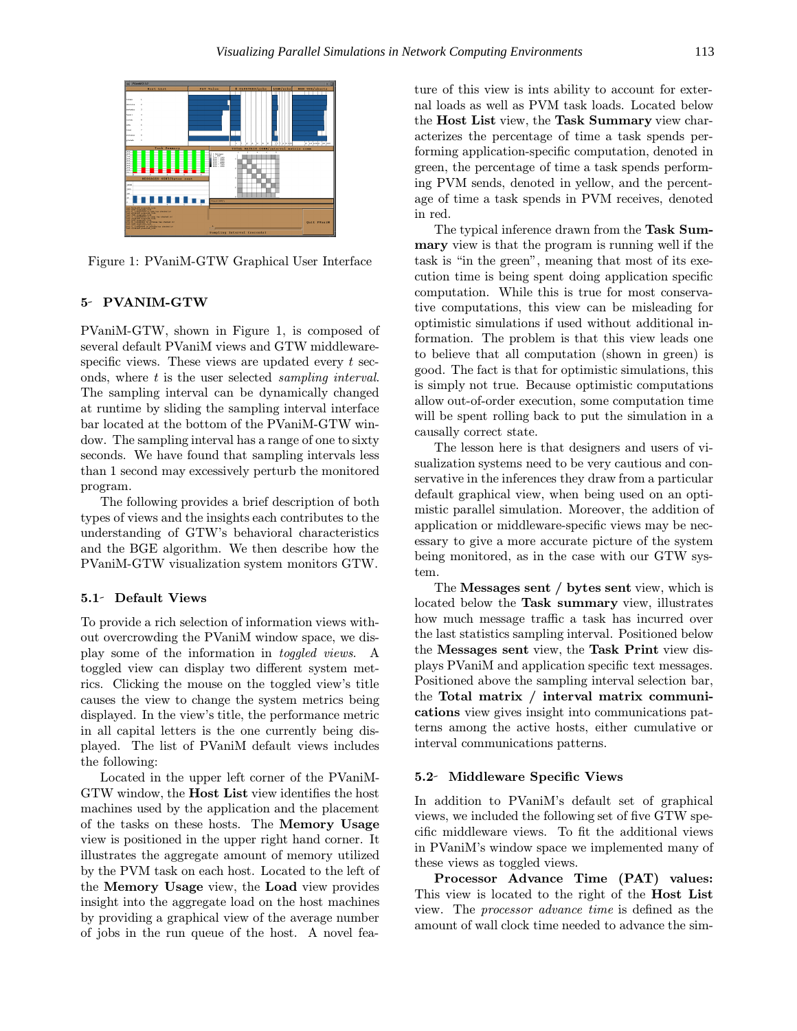Figure 1: PVaniM-GTW Graphical User Interface

## 5- PVANIM-GTW

PVaniM-GTW, shown in Figure 1, is composed of several default PVaniM views and GTW middleware-specific views. These views are updated every $t$ seconds, where $t$ is the user selected *sampling interval*. The sampling interval can be dynamically changed at runtime by sliding the sampling interval interface bar located at the bottom of the PVaniM-GTW window. The sampling interval has a range of one to sixty seconds. We have found that sampling intervals less than 1 second may excessively perturb the monitored program.

The following provides a brief description of both types of views and the insights each contributes to the understanding of GTW's behavioral characteristics and the BGE algorithm. We then describe how the PVaniM-GTW visualization system monitors GTW.

### 5.1- Default Views

To provide a rich selection of information views without overcrowding the PVaniM window space, we display some of the information in *toggled views*. A toggled view can display two different system metrics. Clicking the mouse on the toggled view's title causes the view to change the system metrics being displayed. In the view's title, the performance metric in all capital letters is the one currently being displayed. The list of PVaniM default views includes the following:

Located in the upper left corner of the PVaniM-GTW window, the **Host List** view identifies the host machines used by the application and the placement of the tasks on these hosts. The **Memory Usage** view is positioned in the upper right hand corner. It illustrates the aggregate amount of memory utilized by the PVM task on each host. Located to the left of the **Memory Usage** view, the **Load** view provides insight into the aggregate load on the host machines by providing a graphical view of the average number of jobs in the run queue of the host. A novel feature of this view is ints ability to account for external loads as well as PVM task loads. Located below the **Host List** view, the **Task Summary** view characterizes the percentage of time a task spends performing application-specific computation, denoted in green, the percentage of time a task spends performing PVM sends, denoted in yellow, and the percentage of time a task spends in PVM receives, denoted in red.

The typical inference drawn from the **Task Summary** view is that the program is running well if the task is "in the green", meaning that most of its execution time is being spent doing application specific computation. While this is true for most conservative computations, this view can be misleading for optimistic simulations if used without additional information. The problem is that this view leads one to believe that all computation (shown in green) is good. The fact is that for optimistic simulations, this is simply not true. Because optimistic computations allow out-of-order execution, some computation time will be spent rolling back to put the simulation in a causally correct state.

The lesson here is that designers and users of visualization systems need to be very cautious and conservative in the inferences they draw from a particular default graphical view, when being used on an optimistic parallel simulation. Moreover, the addition of application or middleware-specific views may be necessary to give a more accurate picture of the system being monitored, as in the case with our GTW system.

The **Messages sent / bytes sent** view, which is located below the **Task summary** view, illustrates how much message traffic a task has incurred over the last statistics sampling interval. Positioned below the **Messages sent** view, the **Task Print** view displays PVaniM and application specific text messages. Positioned above the sampling interval selection bar, the **Total matrix / interval matrix communications** view gives insight into communications patterns among the active hosts, either cumulative or interval communications patterns.

### 5.2- Middleware Specific Views

In addition to PVaniM's default set of graphical views, we included the following set of five GTW specific middleware views. To fit the additional views in PVaniM's window space we implemented many of these views as toggled views.

**Processor Advance Time (PAT) values:** This view is located to the right of the **Host List** view. The *processor advance time* is defined as the amount of wall clock time needed to advance the sim-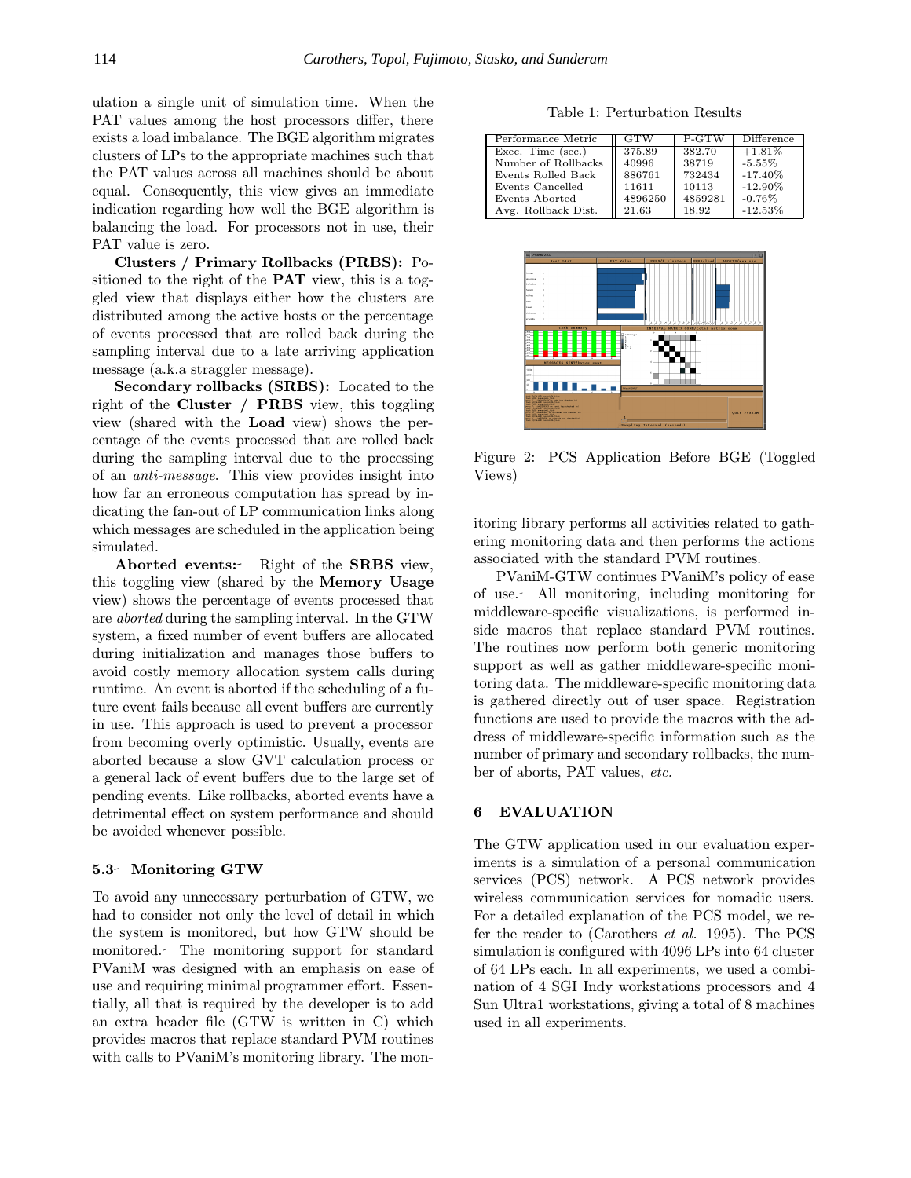ulation a single unit of simulation time. When the PAT values among the host processors differ, there exists a load imbalance. The BGE algorithm migrates clusters of LPs to the appropriate machines such that the PAT values across all machines should be about equal. Consequently, this view gives an immediate indication regarding how well the BGE algorithm is balancing the load. For processors not in use, their PAT value is zero.

**Clusters / Primary Rollbacks (PRBS):** Positioned to the right of the **PAT** view, this is a toggled view that displays either how the clusters are distributed among the active hosts or the percentage of events processed that are rolled back during the sampling interval due to a late arriving application message (a.k.a straggler message).

**Secondary rollbacks (SRBS):** Located to the right of the **Cluster / PRBS** view, this toggling view (shared with the **Load** view) shows the percentage of the events processed that are rolled back during the sampling interval due to the processing of an *anti-message*. This view provides insight into how far an erroneous computation has spread by indicating the fan-out of LP communication links along which messages are scheduled in the application being simulated.

**Aborted events:** Right of the **SRBS** view, this toggling view (shared by the **Memory Usage** view) shows the percentage of events processed that are *aborted* during the sampling interval. In the GTW system, a fixed number of event buffers are allocated during initialization and manages those buffers to avoid costly memory allocation system calls during runtime. An event is aborted if the scheduling of a future event fails because all event buffers are currently in use. This approach is used to prevent a processor from becoming overly optimistic. Usually, events are aborted because a slow GVT calculation process or a general lack of event buffers due to the large set of pending events. Like rollbacks, aborted events have a detrimental effect on system performance and should be avoided whenever possible.

### 5.3 Monitoring GTW

To avoid any unnecessary perturbation of GTW, we had to consider not only the level of detail in which the system is monitored, but how GTW should be monitored. The monitoring support for standard PVaniM was designed with an emphasis on ease of use and requiring minimal programmer effort. Essentially, all that is required by the developer is to add an extra header file (GTW is written in C) which provides macros that replace standard PVM routines with calls to PVaniM's monitoring library. The monitoring library performs all activities related to gathering monitoring data and then performs the actions associated with the standard PVM routines.

PVaniM-GTW continues PVaniM's policy of ease of use. All monitoring, including monitoring for middleware-specific visualizations, is performed inside macros that replace standard PVM routines. The routines now perform both generic monitoring support as well as gather middleware-specific monitoring data. The middleware-specific monitoring data is gathered directly out of user space. Registration functions are used to provide the macros with the address of middleware-specific information such as the number of primary and secondary rollbacks, the number of aborts, PAT values, *etc.*

Table 1: Perturbation Results

| Performance Metric | GTW | P-GTW | Difference |
|---|---|---|---|
| Exec. Time (sec.) | 375.89 | 382.70 | +1.81% |
| Number of Rollbacks | 40996 | 38719 | -5.55% |
| Events Rolled Back | 886761 | 732434 | -17.40% |
| Events Cancelled | 11611 | 10113 | -12.90% |
| Events Aborted | 4896250 | 4859281 | -0.76% |
| Avg. Rollback Dist. | 21.63 | 18.92 | -12.53% |

Figure 2: PCS Application Before BGE (Toggled Views)

## 6 EVALUATION

The GTW application used in our evaluation experiments is a simulation of a personal communication services (PCS) network. A PCS network provides wireless communication services for nomadic users. For a detailed explanation of the PCS model, we refer the reader to (Carothers *et al.* 1995). The PCS simulation is configured with 4096 LPs into 64 cluster of 64 LPs each. In all experiments, we used a combination of 4 SGI Indy workstations processors and 4 Sun Ultra1 workstations, giving a total of 8 machines used in all experiments.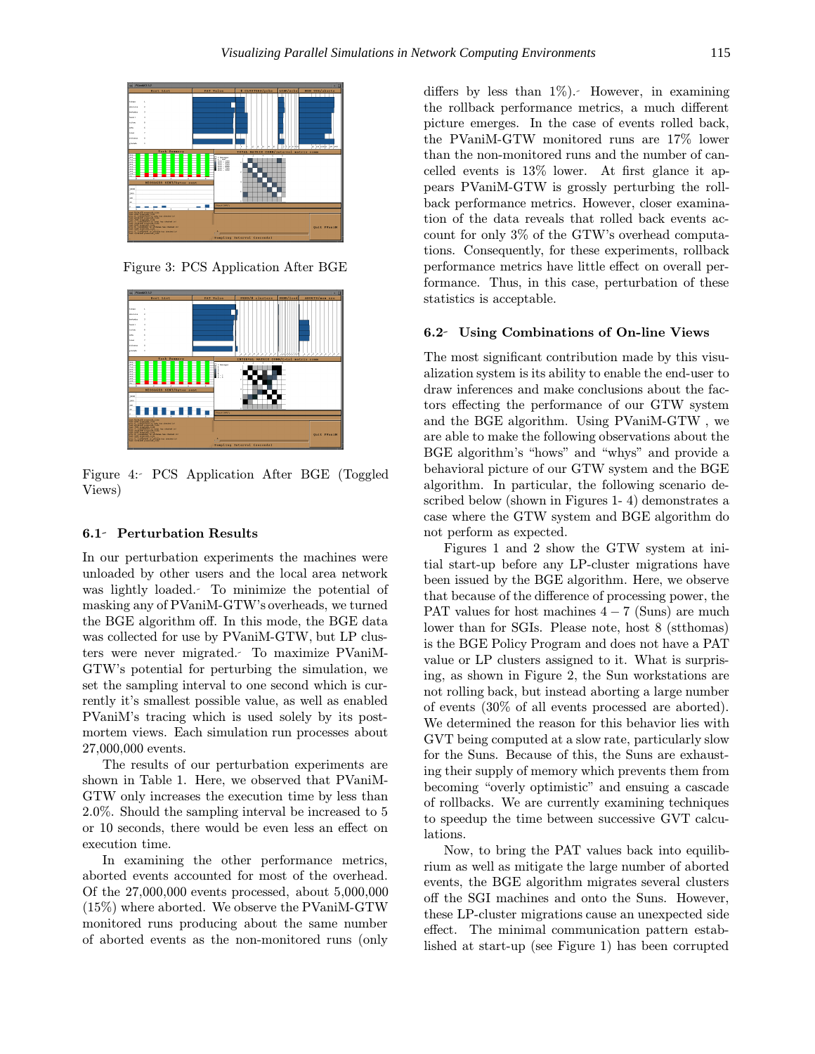Figure 3: PCS Application After BGE

Figure 4: PCS Application After BGE (Toggled Views)

### 6.1 Perturbation Results

In our perturbation experiments the machines were unloaded by other users and the local area network was lightly loaded. To minimize the potential of masking any of PVaniM-GTW's overheads, we turned the BGE algorithm off. In this mode, the BGE data was collected for use by PVaniM-GTW, but LP clusters were never migrated. To maximize PVaniM-GTW's potential for perturbing the simulation, we set the sampling interval to one second which is currently it's smallest possible value, as well as enabled PVaniM's tracing which is used solely by its post-mortem views. Each simulation run processes about 27,000,000 events.

The results of our perturbation experiments are shown in Table 1. Here, we observed that PVaniM-GTW only increases the execution time by less than 2.0%. Should the sampling interval be increased to 5 or 10 seconds, there would be even less an effect on execution time.

In examining the other performance metrics, aborted events accounted for most of the overhead. Of the 27,000,000 events processed, about 5,000,000 (15%) where aborted. We observe the PVaniM-GTW monitored runs producing about the same number of aborted events as the non-monitored runs (only differs by less than 1%). However, in examining the rollback performance metrics, a much different picture emerges. In the case of events rolled back, the PVaniM-GTW monitored runs are 17% lower than the non-monitored runs and the number of cancelled events is 13% lower. At first glance it appears PVaniM-GTW is grossly perturbing the rollback performance metrics. However, closer examination of the data reveals that rolled back events account for only 3% of the GTW's overhead computations. Consequently, for these experiments, rollback performance metrics have little effect on overall performance. Thus, in this case, perturbation of these statistics is acceptable.

### 6.2 Using Combinations of On-line Views

The most significant contribution made by this visualization system is its ability to enable the end-user to draw inferences and make conclusions about the factors effecting the performance of our GTW system and the BGE algorithm. Using PVaniM-GTW , we are able to make the following observations about the BGE algorithm's "hows" and "whys" and provide a behavioral picture of our GTW system and the BGE algorithm. In particular, the following scenario described below (shown in Figures 1- 4) demonstrates a case where the GTW system and BGE algorithm do not perform as expected.

Figures 1 and 2 show the GTW system at initial start-up before any LP-cluster migrations have been issued by the BGE algorithm. Here, we observe that because of the difference of processing power, the PAT values for host machines $4-7$ (Suns) are much lower than for SGIs. Please note, host 8 (stthomas) is the BGE Policy Program and does not have a PAT value or LP clusters assigned to it. What is surprising, as shown in Figure 2, the Sun workstations are not rolling back, but instead aborting a large number of events (30% of all events processed are aborted). We determined the reason for this behavior lies with GVT being computed at a slow rate, particularly slow for the Suns. Because of this, the Suns are exhausting their supply of memory which prevents them from becoming "overly optimistic" and ensuing a cascade of rollbacks. We are currently examining techniques to speedup the time between successive GVT calculations.

Now, to bring the PAT values back into equilibrium as well as mitigate the large number of aborted events, the BGE algorithm migrates several clusters off the SGI machines and onto the Suns. However, these LP-cluster migrations cause an unexpected side effect. The minimal communication pattern established at start-up (see Figure 1) has been corrupted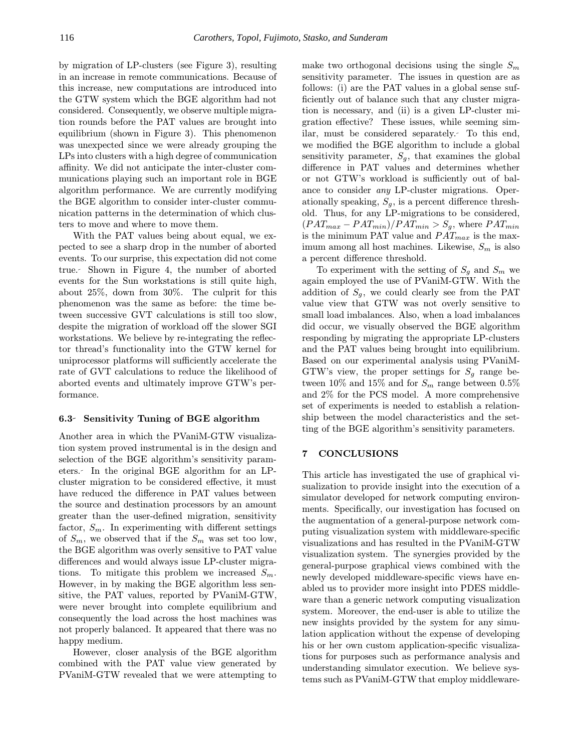by migration of LP-clusters (see Figure 3), resulting in an increase in remote communications. Because of this increase, new computations are introduced into the GTW system which the BGE algorithm had not considered. Consequently, we observe multiple migration rounds before the PAT values are brought into equilibrium (shown in Figure 3). This phenomenon was unexpected since we were already grouping the LPs into clusters with a high degree of communication affinity. We did not anticipate the inter-cluster communications playing such an important role in BGE algorithm performance. We are currently modifying the BGE algorithm to consider inter-cluster communication patterns in the determination of which clusters to move and where to move them.

With the PAT values being about equal, we expected to see a sharp drop in the number of aborted events. To our surprise, this expectation did not come true. Shown in Figure 4, the number of aborted events for the Sun workstations is still quite high, about 25%, down from 30%. The culprit for this phenomenon was the same as before: the time between successive GVT calculations is still too slow, despite the migration of workload off the slower SGI workstations. We believe by re-integrating the reflector thread's functionality into the GTW kernel for uniprocessor platforms will sufficiently accelerate the rate of GVT calculations to reduce the likelihood of aborted events and ultimately improve GTW's performance.

### 6.3 Sensitivity Tuning of BGE algorithm

Another area in which the PVaniM-GTW visualization system proved instrumental is in the design and selection of the BGE algorithm's sensitivity parameters. In the original BGE algorithm for an LP-cluster migration to be considered effective, it must have reduced the difference in PAT values between the source and destination processors by an amount greater than the user-defined migration, sensitivity factor, $S_m$. In experimenting with different settings of $S_m$, we observed that if the $S_m$ was set too low, the BGE algorithm was overly sensitive to PAT value differences and would always issue LP-cluster migrations. To mitigate this problem we increased $S_m$. However, in by making the BGE algorithm less sensitive, the PAT values, reported by PVaniM-GTW, were never brought into complete equilibrium and consequently the load across the host machines was not properly balanced. It appeared that there was no happy medium.

However, closer analysis of the BGE algorithm combined with the PAT value view generated by PVaniM-GTW revealed that we were attempting to make two orthogonal decisions using the single $S_m$ sensitivity parameter. The issues in question are as follows: (i) are the PAT values in a global sense sufficiently out of balance such that any cluster migration is necessary, and (ii) is a given LP-cluster migration effective? These issues, while seeming similar, must be considered separately. To this end, we modified the BGE algorithm to include a global sensitivity parameter, $S_g$, that examines the global difference in PAT values and determines whether or not GTW's workload is sufficiently out of balance to consider *any* LP-cluster migrations. Operationally speaking, $S_g$, is a percent difference threshold. Thus, for any LP-migrations to be considered, $(PAT_{max} - PAT_{min})/PAT_{min} > S_g$, where $PAT_{min}$ is the minimum PAT value and $PAT_{max}$ is the maximum among all host machines. Likewise, $S_m$ is also a percent difference threshold.

To experiment with the setting of $S_g$ and $S_m$ we again employed the use of PVaniM-GTW. With the addition of $S_g$, we could clearly see from the PAT value view that GTW was not overly sensitive to small load imbalances. Also, when a load imbalances did occur, we visually observed the BGE algorithm responding by migrating the appropriate LP-clusters and the PAT values being brought into equilibrium. Based on our experimental analysis using PVaniM-GTW's view, the proper settings for $S_g$ range between 10% and 15% and for $S_m$ range between 0.5% and 2% for the PCS model. A more comprehensive set of experiments is needed to establish a relationship between the model characteristics and the setting of the BGE algorithm's sensitivity parameters.

## 7 CONCLUSIONS

This article has investigated the use of graphical visualization to provide insight into the execution of a simulator developed for network computing environments. Specifically, our investigation has focused on the augmentation of a general-purpose network computing visualization system with middleware-specific visualizations and has resulted in the PVaniM-GTW visualization system. The synergies provided by the general-purpose graphical views combined with the newly developed middleware-specific views have enabled us to provider more insight into PDES middleware than a generic network computing visualization system. Moreover, the end-user is able to utilize the new insights provided by the system for any simulation application without the expense of developing his or her own custom application-specific visualizations for purposes such as performance analysis and understanding simulator execution. We believe systems such as PVaniM-GTW that employ middleware-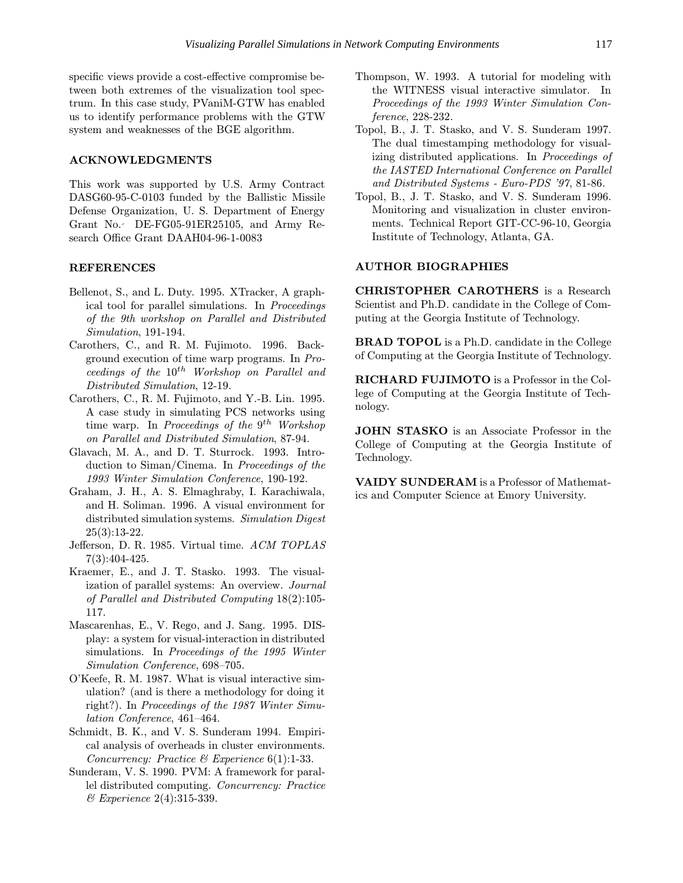specific views provide a cost-effective compromise between both extremes of the visualization tool spectrum. In this case study, PVaniM-GTW has enabled us to identify performance problems with the GTW system and weaknesses of the BGE algorithm.

## ACKNOWLEDGMENTS

This work was supported by U.S. Army Contract DASG60-95-C-0103 funded by the Ballistic Missile Defense Organization, U. S. Department of Energy Grant No.- DE-FG05-91ER25105, and Army Research Office Grant DAAH04-96-1-0083

## REFERENCES

Bellenot, S., and L. Duty. 1995. XTracker, A graphical tool for parallel simulations. In *Proceedings of the 9th workshop on Parallel and Distributed Simulation*, 191-194.

Carothers, C., and R. M. Fujimoto. 1996. Background execution of time warp programs. In *Proceedings of the* $10^{th}$ *Workshop on Parallel and Distributed Simulation*, 12-19.

Carothers, C., R. M. Fujimoto, and Y.-B. Lin. 1995. A case study in simulating PCS networks using time warp. In *Proceedings of the* $9^{th}$ *Workshop on Parallel and Distributed Simulation*, 87-94.

Glavach, M. A., and D. T. Sturrock. 1993. Introduction to Siman/Cinema. In *Proceedings of the 1993 Winter Simulation Conference*, 190-192.

Graham, J. H., A. S. Elmaghraby, I. Karachiwala, and H. Soliman. 1996. A visual environment for distributed simulation systems. *Simulation Digest* 25(3):13-22.

Jefferson, D. R. 1985. Virtual time. *ACM TOPLAS* 7(3):404-425.

Kraemer, E., and J. T. Stasko. 1993. The visualization of parallel systems: An overview. *Journal of Parallel and Distributed Computing* 18(2):105-117.

Mascarenhas, E., V. Rego, and J. Sang. 1995. DISplay: a system for visual-interaction in distributed simulations. In *Proceedings of the 1995 Winter Simulation Conference*, 698–705.

O'Keefe, R. M. 1987. What is visual interactive simulation? (and is there a methodology for doing it right?). In *Proceedings of the 1987 Winter Simulation Conference*, 461–464.

Schmidt, B. K., and V. S. Sunderam 1994. Empirical analysis of overheads in cluster environments. *Concurrency: Practice & Experience* 6(1):1-33.

Sunderam, V. S. 1990. PVM: A framework for parallel distributed computing. *Concurrency: Practice & Experience* 2(4):315-339.

Thompson, W. 1993. A tutorial for modeling with the WITNESS visual interactive simulator. In *Proceedings of the 1993 Winter Simulation Conference*, 228-232.

Topol, B., J. T. Stasko, and V. S. Sunderam 1997. The dual timestamping methodology for visualizing distributed applications. In *Proceedings of the IASTED International Conference on Parallel and Distributed Systems - Euro-PDS '97*, 81-86.

Topol, B., J. T. Stasko, and V. S. Sunderam 1996. Monitoring and visualization in cluster environments. Technical Report GIT-CC-96-10, Georgia Institute of Technology, Atlanta, GA.

## AUTHOR BIOGRAPHIES

**CHRISTOPHER CAROTHERS** is a Research Scientist and Ph.D. candidate in the College of Computing at the Georgia Institute of Technology.

**BRAD TOPOL** is a Ph.D. candidate in the College of Computing at the Georgia Institute of Technology.

**RICHARD FUJIMOTO** is a Professor in the College of Computing at the Georgia Institute of Technology.

**JOHN STASKO** is an Associate Professor in the College of Computing at the Georgia Institute of Technology.

**VAIDY SUNDERAM** is a Professor of Mathematics and Computer Science at Emory University.